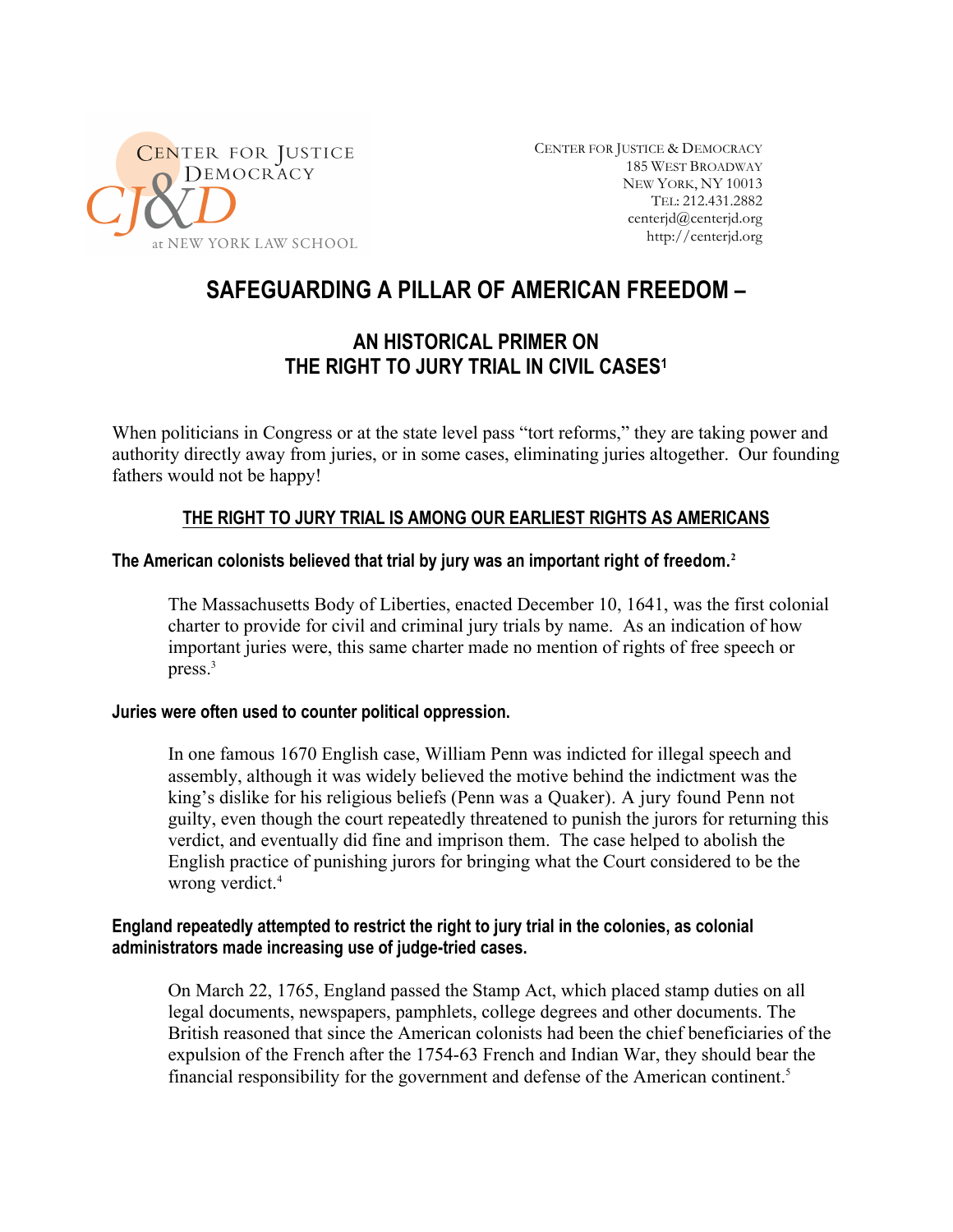CENTER FOR JUSTICE & DEMOCRACY
at NEW YORK LAW SCHOOL

CENTER FOR JUSTICE & DEMOCRACY
185 WEST BROADWAY
NEW YORK, NY 10013
TEL: 212.431.2882
centerjd@centerjd.org
http://centerjd.org

# SAFEGUARDING A PILLAR OF AMERICAN FREEDOM –

## AN HISTORICAL PRIMER ON THE RIGHT TO JURY TRIAL IN CIVIL CASES[1]

When politicians in Congress or at the state level pass "tort reforms," they are taking power and authority directly away from juries, or in some cases, eliminating juries altogether. Our founding fathers would not be happy!

## THE RIGHT TO JURY TRIAL IS AMONG OUR EARLIEST RIGHTS AS AMERICANS

### The American colonists believed that trial by jury was an important right of freedom.[2]

The Massachusetts Body of Liberties, enacted December 10, 1641, was the first colonial charter to provide for civil and criminal jury trials by name. As an indication of how important juries were, this same charter made no mention of rights of free speech or press.[3]

### Juries were often used to counter political oppression.

In one famous 1670 English case, William Penn was indicted for illegal speech and assembly, although it was widely believed the motive behind the indictment was the king's dislike for his religious beliefs (Penn was a Quaker). A jury found Penn not guilty, even though the court repeatedly threatened to punish the jurors for returning this verdict, and eventually did fine and imprison them. The case helped to abolish the English practice of punishing jurors for bringing what the Court considered to be the wrong verdict.[4]

### England repeatedly attempted to restrict the right to jury trial in the colonies, as colonial administrators made increasing use of judge-tried cases.

On March 22, 1765, England passed the Stamp Act, which placed stamp duties on all legal documents, newspapers, pamphlets, college degrees and other documents. The British reasoned that since the American colonists had been the chief beneficiaries of the expulsion of the French after the 1754-63 French and Indian War, they should bear the financial responsibility for the government and defense of the American continent.[5]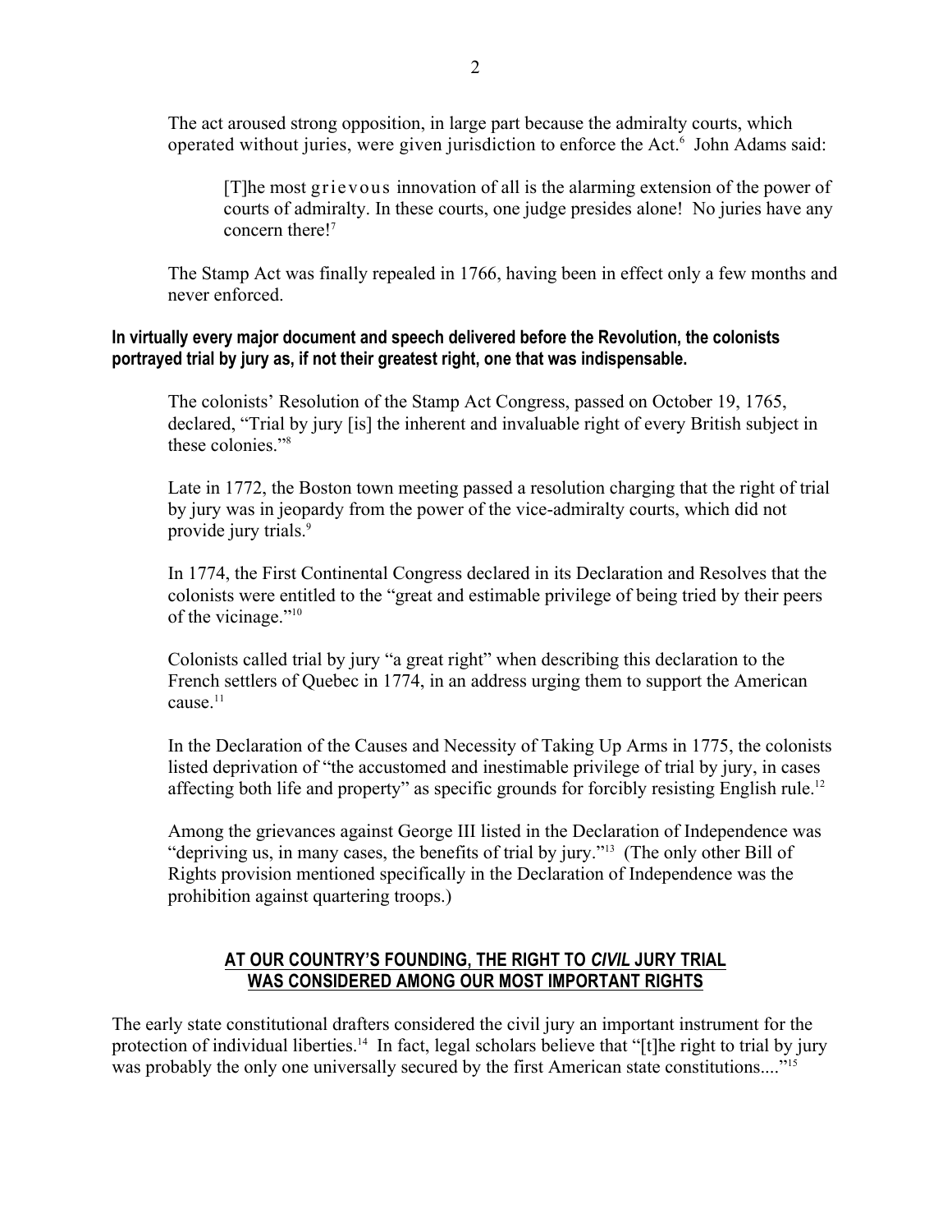The act aroused strong opposition, in large part because the admiralty courts, which operated without juries, were given jurisdiction to enforce the Act.[6] John Adams said:

> [T]he most grievous innovation of all is the alarming extension of the power of courts of admiralty. In these courts, one judge presides alone! No juries have any concern there![7]

The Stamp Act was finally repealed in 1766, having been in effect only a few months and never enforced.

**In virtually every major document and speech delivered before the Revolution, the colonists portrayed trial by jury as, if not their greatest right, one that was indispensable.**

The colonists' Resolution of the Stamp Act Congress, passed on October 19, 1765, declared, "Trial by jury [is] the inherent and invaluable right of every British subject in these colonies."[8]

Late in 1772, the Boston town meeting passed a resolution charging that the right of trial by jury was in jeopardy from the power of the vice-admiralty courts, which did not provide jury trials.[9]

In 1774, the First Continental Congress declared in its Declaration and Resolves that the colonists were entitled to the "great and estimable privilege of being tried by their peers of the vicinage."[10]

Colonists called trial by jury "a great right" when describing this declaration to the French settlers of Quebec in 1774, in an address urging them to support the American cause.[11]

In the Declaration of the Causes and Necessity of Taking Up Arms in 1775, the colonists listed deprivation of "the accustomed and inestimable privilege of trial by jury, in cases affecting both life and property" as specific grounds for forcibly resisting English rule.[12]

Among the grievances against George III listed in the Declaration of Independence was "depriving us, in many cases, the benefits of trial by jury."[13] (The only other Bill of Rights provision mentioned specifically in the Declaration of Independence was the prohibition against quartering troops.)

## AT OUR COUNTRY'S FOUNDING, THE RIGHT TO *CIVIL* JURY TRIAL WAS CONSIDERED AMONG OUR MOST IMPORTANT RIGHTS

The early state constitutional drafters considered the civil jury an important instrument for the protection of individual liberties.[14] In fact, legal scholars believe that "[t]he right to trial by jury was probably the only one universally secured by the first American state constitutions...."[15]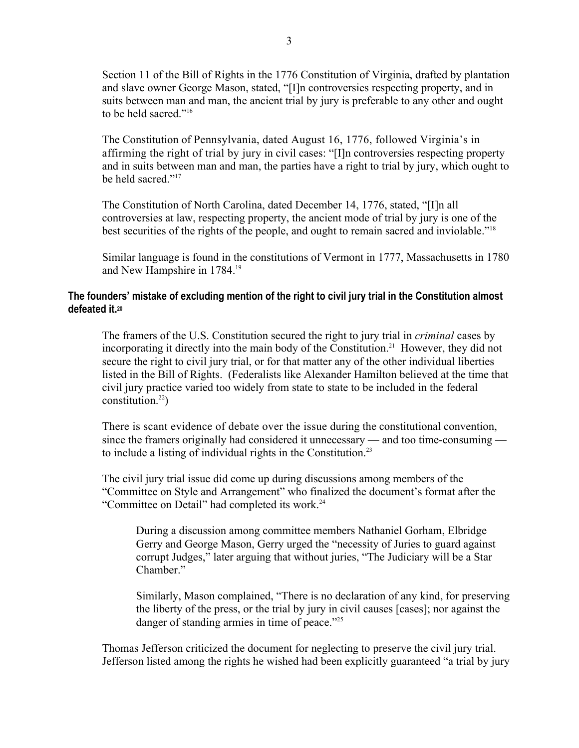Section 11 of the Bill of Rights in the 1776 Constitution of Virginia, drafted by plantation and slave owner George Mason, stated, "[I]n controversies respecting property, and in suits between man and man, the ancient trial by jury is preferable to any other and ought to be held sacred."[16]

The Constitution of Pennsylvania, dated August 16, 1776, followed Virginia's in affirming the right of trial by jury in civil cases: "[I]n controversies respecting property and in suits between man and man, the parties have a right to trial by jury, which ought to be held sacred."[17]

The Constitution of North Carolina, dated December 14, 1776, stated, "[I]n all controversies at law, respecting property, the ancient mode of trial by jury is one of the best securities of the rights of the people, and ought to remain sacred and inviolable."[18]

Similar language is found in the constitutions of Vermont in 1777, Massachusetts in 1780 and New Hampshire in 1784.[19]

### The founders' mistake of excluding mention of the right to civil jury trial in the Constitution almost defeated it.[20]

The framers of the U.S. Constitution secured the right to jury trial in *criminal* cases by incorporating it directly into the main body of the Constitution.[21] However, they did not secure the right to civil jury trial, or for that matter any of the other individual liberties listed in the Bill of Rights. (Federalists like Alexander Hamilton believed at the time that civil jury practice varied too widely from state to state to be included in the federal constitution.[22])

There is scant evidence of debate over the issue during the constitutional convention, since the framers originally had considered it unnecessary — and too time-consuming — to include a listing of individual rights in the Constitution.[23]

The civil jury trial issue did come up during discussions among members of the "Committee on Style and Arrangement" who finalized the document's format after the "Committee on Detail" had completed its work.[24]

> During a discussion among committee members Nathaniel Gorham, Elbridge Gerry and George Mason, Gerry urged the "necessity of Juries to guard against corrupt Judges," later arguing that without juries, "The Judiciary will be a Star Chamber."
>
> Similarly, Mason complained, "There is no declaration of any kind, for preserving the liberty of the press, or the trial by jury in civil causes [cases]; nor against the danger of standing armies in time of peace."[25]

Thomas Jefferson criticized the document for neglecting to preserve the civil jury trial. Jefferson listed among the rights he wished had been explicitly guaranteed "a trial by jury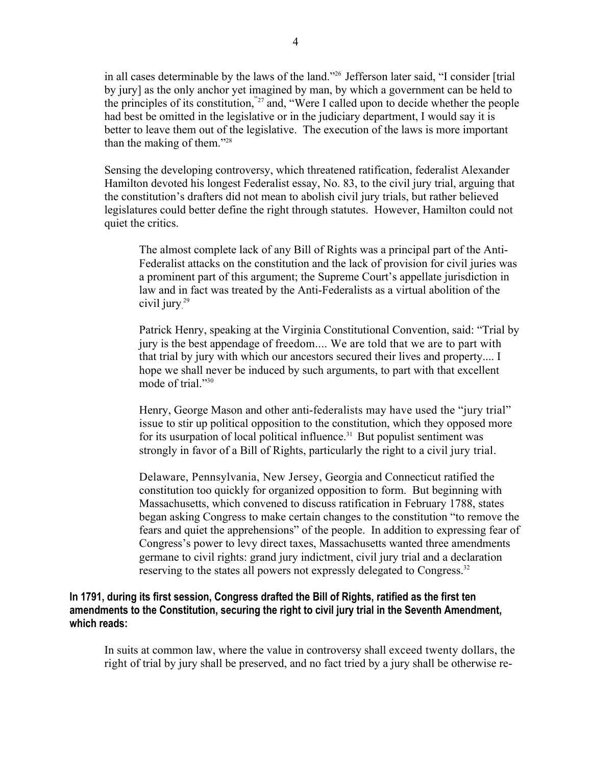in all cases determinable by the laws of the land."[26] Jefferson later said, "I consider [trial by jury] as the only anchor yet imagined by man, by which a government can be held to the principles of its constitution,"[27] and, "Were I called upon to decide whether the people had best be omitted in the legislative or in the judiciary department, I would say it is better to leave them out of the legislative. The execution of the laws is more important than the making of them."[28]

Sensing the developing controversy, which threatened ratification, federalist Alexander Hamilton devoted his longest Federalist essay, No. 83, to the civil jury trial, arguing that the constitution's drafters did not mean to abolish civil jury trials, but rather believed legislatures could better define the right through statutes. However, Hamilton could not quiet the critics.

> The almost complete lack of any Bill of Rights was a principal part of the Anti-Federalist attacks on the constitution and the lack of provision for civil juries was a prominent part of this argument; the Supreme Court's appellate jurisdiction in law and in fact was treated by the Anti-Federalists as a virtual abolition of the civil jury.[29]
>
> Patrick Henry, speaking at the Virginia Constitutional Convention, said: "Trial by jury is the best appendage of freedom.... We are told that we are to part with that trial by jury with which our ancestors secured their lives and property.... I hope we shall never be induced by such arguments, to part with that excellent mode of trial."[30]
>
> Henry, George Mason and other anti-federalists may have used the "jury trial" issue to stir up political opposition to the constitution, which they opposed more for its usurpation of local political influence.[31] But populist sentiment was strongly in favor of a Bill of Rights, particularly the right to a civil jury trial.
>
> Delaware, Pennsylvania, New Jersey, Georgia and Connecticut ratified the constitution too quickly for organized opposition to form. But beginning with Massachusetts, which convened to discuss ratification in February 1788, states began asking Congress to make certain changes to the constitution "to remove the fears and quiet the apprehensions" of the people. In addition to expressing fear of Congress's power to levy direct taxes, Massachusetts wanted three amendments germane to civil rights: grand jury indictment, civil jury trial and a declaration reserving to the states all powers not expressly delegated to Congress.[32]

**In 1791, during its first session, Congress drafted the Bill of Rights, ratified as the first ten amendments to the Constitution, securing the right to civil jury trial in the Seventh Amendment, which reads:**

> In suits at common law, where the value in controversy shall exceed twenty dollars, the right of trial by jury shall be preserved, and no fact tried by a jury shall be otherwise re-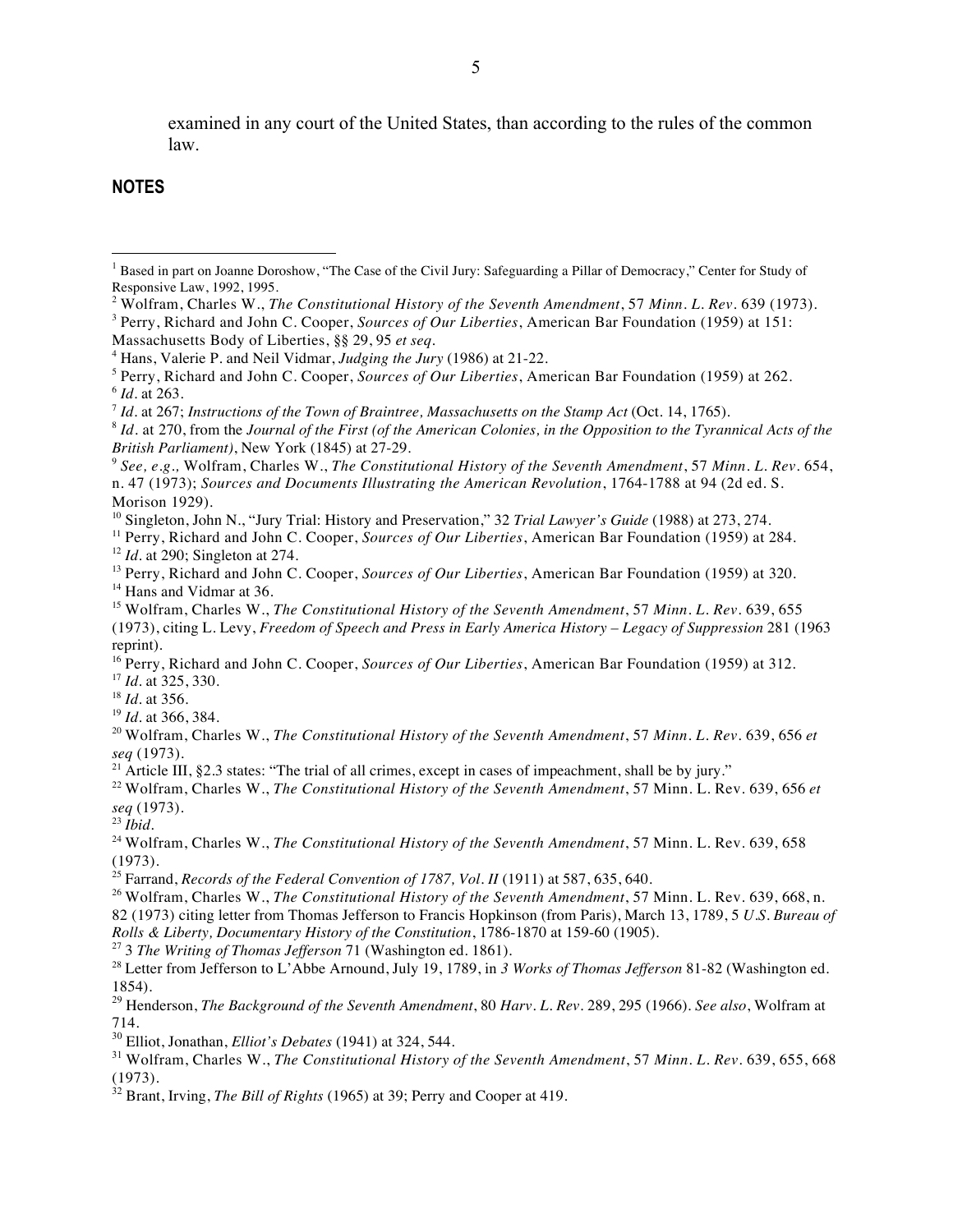examined in any court of the United States, than according to the rules of the common law.

## NOTES

[1] Based in part on Joanne Doroshow, "The Case of the Civil Jury: Safeguarding a Pillar of Democracy," Center for Study of Responsive Law, 1992, 1995.

[2] Wolfram, Charles W., *The Constitutional History of the Seventh Amendment*, 57 *Minn. L. Rev.* 639 (1973).

[3] Perry, Richard and John C. Cooper, *Sources of Our Liberties*, American Bar Foundation (1959) at 151: Massachusetts Body of Liberties, §§ 29, 95 *et seq.*

[4] Hans, Valerie P. and Neil Vidmar, *Judging the Jury* (1986) at 21-22.

[5] Perry, Richard and John C. Cooper, *Sources of Our Liberties*, American Bar Foundation (1959) at 262.

[6] *Id.* at 263.

[7] *Id.* at 267; *Instructions of the Town of Braintree, Massachusetts on the Stamp Act* (Oct. 14, 1765).

[8] *Id.* at 270, from the *Journal of the First (of the American Colonies, in the Opposition to the Tyrannical Acts of the British Parliament)*, New York (1845) at 27-29.

[9] *See, e.g.,* Wolfram, Charles W., *The Constitutional History of the Seventh Amendment*, 57 *Minn. L. Rev.* 654, n. 47 (1973); *Sources and Documents Illustrating the American Revolution*, 1764-1788 at 94 (2d ed. S. Morison 1929).

[10] Singleton, John N., "Jury Trial: History and Preservation," 32 *Trial Lawyer's Guide* (1988) at 273, 274.

[11] Perry, Richard and John C. Cooper, *Sources of Our Liberties*, American Bar Foundation (1959) at 284.

[12] *Id.* at 290; Singleton at 274.

[13] Perry, Richard and John C. Cooper, *Sources of Our Liberties*, American Bar Foundation (1959) at 320.

[14] Hans and Vidmar at 36.

[15] Wolfram, Charles W., *The Constitutional History of the Seventh Amendment*, 57 *Minn. L. Rev.* 639, 655 (1973), citing L. Levy, *Freedom of Speech and Press in Early America History – Legacy of Suppression* 281 (1963 reprint).

[16] Perry, Richard and John C. Cooper, *Sources of Our Liberties*, American Bar Foundation (1959) at 312.

[17] *Id.* at 325, 330.

[18] *Id.* at 356.

[19] *Id.* at 366, 384.

[20] Wolfram, Charles W., *The Constitutional History of the Seventh Amendment*, 57 *Minn. L. Rev.* 639, 656 *et seq* (1973).

[21] Article III, §2.3 states: "The trial of all crimes, except in cases of impeachment, shall be by jury."

[22] Wolfram, Charles W., *The Constitutional History of the Seventh Amendment*, 57 Minn. L. Rev. 639, 656 *et seq* (1973).

[23] *Ibid.*

[24] Wolfram, Charles W., *The Constitutional History of the Seventh Amendment*, 57 Minn. L. Rev. 639, 658 (1973).

[25] Farrand, *Records of the Federal Convention of 1787, Vol. II* (1911) at 587, 635, 640.

[26] Wolfram, Charles W., *The Constitutional History of the Seventh Amendment*, 57 Minn. L. Rev. 639, 668, n. 82 (1973) citing letter from Thomas Jefferson to Francis Hopkinson (from Paris), March 13, 1789, 5 *U.S. Bureau of Rolls & Liberty, Documentary History of the Constitution*, 1786-1870 at 159-60 (1905).

[27] 3 *The Writing of Thomas Jefferson* 71 (Washington ed. 1861).

[28] Letter from Jefferson to L'Abbe Arnound, July 19, 1789, in *3 Works of Thomas Jefferson* 81-82 (Washington ed. 1854).

[29] Henderson, *The Background of the Seventh Amendment*, 80 *Harv. L. Rev.* 289, 295 (1966). *See also*, Wolfram at 714.

[30] Elliot, Jonathan, *Elliot's Debates* (1941) at 324, 544.

[31] Wolfram, Charles W., *The Constitutional History of the Seventh Amendment*, 57 *Minn. L. Rev.* 639, 655, 668 (1973).

[32] Brant, Irving, *The Bill of Rights* (1965) at 39; Perry and Cooper at 419.